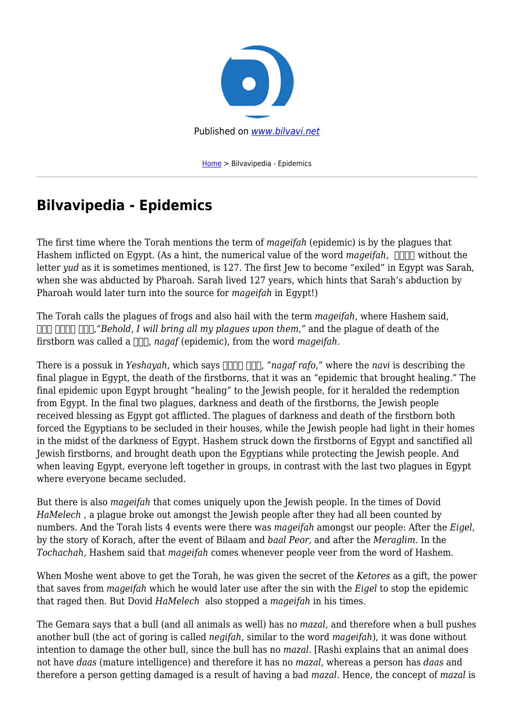Published on www.bilvavi.net

Home > Bilvavipedia - Epidemics

# Bilvavipedia - Epidemics

The first time where the Torah mentions the term of *mageifah* (epidemic) is by the plagues that Hashem inflicted on Egypt. (As a hint, the numerical value of the word *mageifah*, ︎︎︎︎ without the letter *yud* as it is sometimes mentioned, is 127. The first Jew to become "exiled" in Egypt was Sarah, when she was abducted by Pharoah. Sarah lived 127 years, which hints that Sarah's abduction by Pharoah would later turn into the source for *mageifah* in Egypt!)

The Torah calls the plagues of frogs and also hail with the term *mageifah*, where Hashem said, ︎︎︎ ︎︎︎︎ ︎︎︎,*"Behold, I will bring all my plagues upon them,"* and the plague of death of the firstborn was called a ︎︎︎, *nagaf* (epidemic), from the word *mageifah*.

There is a possuk in *Yeshayah*, which says ︎︎︎︎ ︎︎︎, "*nagaf rafo*," where the *navi* is describing the final plague in Egypt, the death of the firstborns, that it was an "epidemic that brought healing." The final epidemic upon Egypt brought "healing" to the Jewish people, for it heralded the redemption from Egypt. In the final two plagues, darkness and death of the firstborns, the Jewish people received blessing as Egypt got afflicted. The plagues of darkness and death of the firstborn both forced the Egyptians to be secluded in their houses, while the Jewish people had light in their homes in the midst of the darkness of Egypt. Hashem struck down the firstborns of Egypt and sanctified all Jewish firstborns, and brought death upon the Egyptians while protecting the Jewish people. And when leaving Egypt, everyone left together in groups, in contrast with the last two plagues in Egypt where everyone became secluded.

But there is also *mageifah* that comes uniquely upon the Jewish people. In the times of Dovid *HaMelech* , a plague broke out amongst the Jewish people after they had all been counted by numbers. And the Torah lists 4 events were there was *mageifah* amongst our people: After the *Eigel,* by the story of Korach, after the event of Bilaam and *baal Peor,* and after the *Meraglim.* In the *Tochachah,* Hashem said that *mageifah* comes whenever people veer from the word of Hashem.

When Moshe went above to get the Torah, he was given the secret of the *Ketores* as a gift, the power that saves from *mageifah* which he would later use after the sin with the *Eigel* to stop the epidemic that raged then. But Dovid *HaMelech* also stopped a *mageifah* in his times.

The Gemara says that a bull (and all animals as well) has no *mazal,* and therefore when a bull pushes another bull (the act of goring is called *negifah*, similar to the word *mageifah*), it was done without intention to damage the other bull, since the bull has no *mazal*. [Rashi explains that an animal does not have *daas* (mature intelligence) and therefore it has no *mazal*, whereas a person has *daas* and therefore a person getting damaged is a result of having a bad *mazal*. Hence, the concept of *mazal* is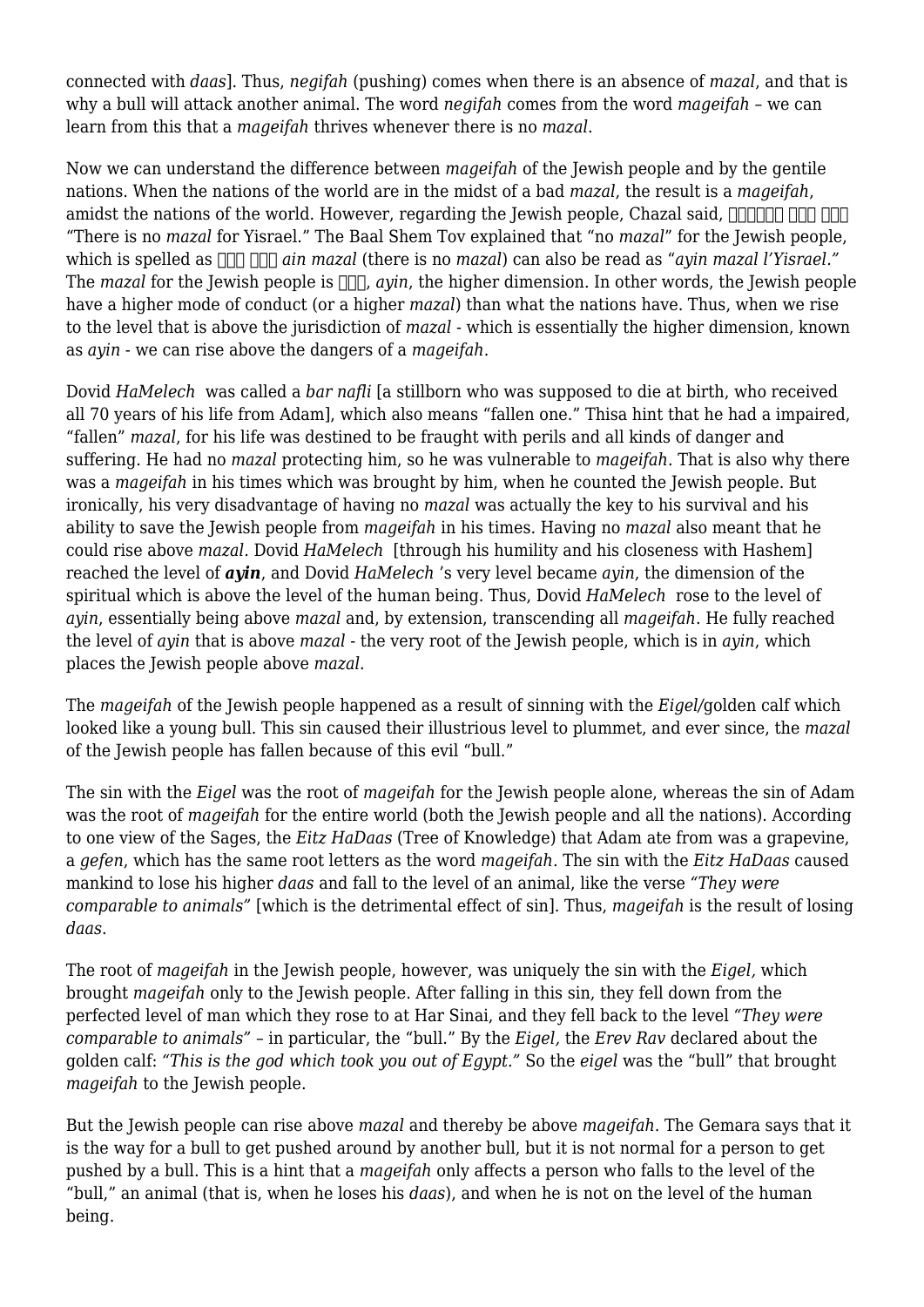connected with *daas*]. Thus, *negifah* (pushing) comes when there is an absence of *mazal*, and that is why a bull will attack another animal. The word *negifah* comes from the word *mageifah* – we can learn from this that a *mageifah* thrives whenever there is no *mazal*.

Now we can understand the difference between *mageifah* of the Jewish people and by the gentile nations. When the nations of the world are in the midst of a bad *mazal*, the result is a *mageifah*, amidst the nations of the world. However, regarding the Jewish people, Chazal said, □□□□□□ □□□ □□□ "There is no *mazal* for Yisrael." The Baal Shem Tov explained that "no *mazal*" for the Jewish people, which is spelled as □□□ □□□ *ain mazal* (there is no *mazal*) can also be read as "*ayin mazal l'Yisrael.*" The *mazal* for the Jewish people is □□□, *ayin*, the higher dimension. In other words, the Jewish people have a higher mode of conduct (or a higher *mazal*) than what the nations have. Thus, when we rise to the level that is above the jurisdiction of *mazal* - which is essentially the higher dimension, known as *ayin* - we can rise above the dangers of a *mageifah*.

Dovid *HaMelech* was called a *bar nafli* [a stillborn who was supposed to die at birth, who received all 70 years of his life from Adam], which also means "fallen one." Thisa hint that he had a impaired, "fallen" *mazal*, for his life was destined to be fraught with perils and all kinds of danger and suffering. He had no *mazal* protecting him, so he was vulnerable to *mageifah*. That is also why there was a *mageifah* in his times which was brought by him, when he counted the Jewish people. But ironically, his very disadvantage of having no *mazal* was actually the key to his survival and his ability to save the Jewish people from *mageifah* in his times. Having no *mazal* also meant that he could rise above *mazal*. Dovid *HaMelech* [through his humility and his closeness with Hashem] reached the level of ***ayin***, and Dovid *HaMelech* 's very level became *ayin*, the dimension of the spiritual which is above the level of the human being. Thus, Dovid *HaMelech* rose to the level of *ayin*, essentially being above *mazal* and, by extension, transcending all *mageifah*. He fully reached the level of *ayin* that is above *mazal* - the very root of the Jewish people, which is in *ayin*, which places the Jewish people above *mazal*.

The *mageifah* of the Jewish people happened as a result of sinning with the *Eigel*/golden calf which looked like a young bull. This sin caused their illustrious level to plummet, and ever since, the *mazal* of the Jewish people has fallen because of this evil "bull."

The sin with the *Eigel* was the root of *mageifah* for the Jewish people alone, whereas the sin of Adam was the root of *mageifah* for the entire world (both the Jewish people and all the nations). According to one view of the Sages, the *Eitz HaDaas* (Tree of Knowledge) that Adam ate from was a grapevine, a *gefen*, which has the same root letters as the word *mageifah*. The sin with the *Eitz HaDaas* caused mankind to lose his higher *daas* and fall to the level of an animal, like the verse *"They were comparable to animals"* [which is the detrimental effect of sin]. Thus, *mageifah* is the result of losing *daas*.

The root of *mageifah* in the Jewish people, however, was uniquely the sin with the *Eigel,* which brought *mageifah* only to the Jewish people. After falling in this sin, they fell down from the perfected level of man which they rose to at Har Sinai, and they fell back to the level *"They were comparable to animals"* – in particular, the "bull." By the *Eigel,* the *Erev Rav* declared about the golden calf: *"This is the god which took you out of Egypt."* So the *eigel* was the "bull" that brought *mageifah* to the Jewish people.

But the Jewish people can rise above *mazal* and thereby be above *mageifah*. The Gemara says that it is the way for a bull to get pushed around by another bull, but it is not normal for a person to get pushed by a bull. This is a hint that a *mageifah* only affects a person who falls to the level of the "bull," an animal (that is, when he loses his *daas*), and when he is not on the level of the human being.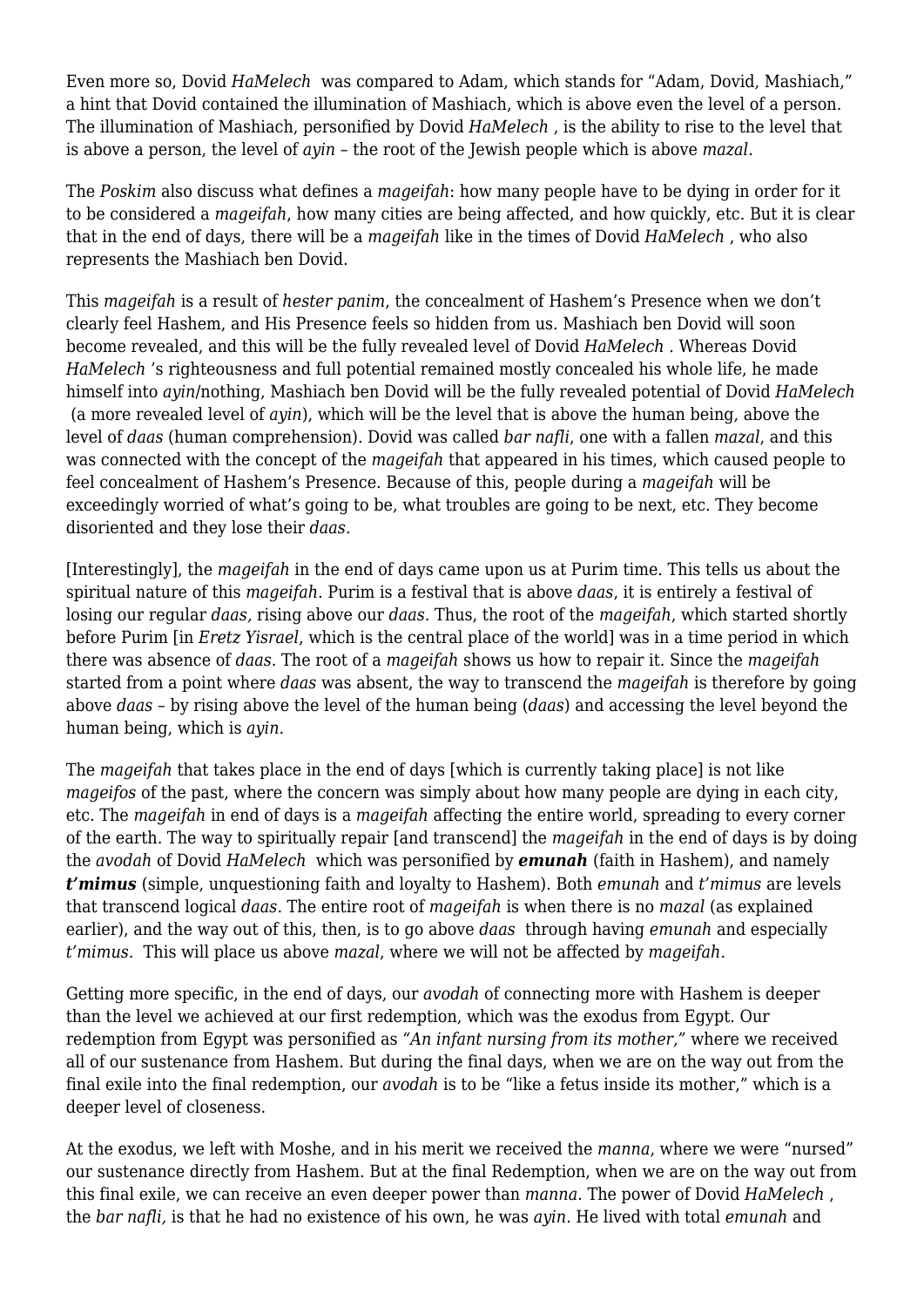Even more so, Dovid *HaMelech* was compared to Adam, which stands for "Adam, Dovid, Mashiach," a hint that Dovid contained the illumination of Mashiach, which is above even the level of a person. The illumination of Mashiach, personified by Dovid *HaMelech* , is the ability to rise to the level that is above a person, the level of *ayin* – the root of the Jewish people which is above *mazal*.

The *Poskim* also discuss what defines a *mageifah*: how many people have to be dying in order for it to be considered a *mageifah*, how many cities are being affected, and how quickly, etc. But it is clear that in the end of days, there will be a *mageifah* like in the times of Dovid *HaMelech* , who also represents the Mashiach ben Dovid.

This *mageifah* is a result of *hester panim*, the concealment of Hashem's Presence when we don't clearly feel Hashem, and His Presence feels so hidden from us. Mashiach ben Dovid will soon become revealed, and this will be the fully revealed level of Dovid *HaMelech* . Whereas Dovid *HaMelech* 's righteousness and full potential remained mostly concealed his whole life, he made himself into *ayin*/nothing, Mashiach ben Dovid will be the fully revealed potential of Dovid *HaMelech* (a more revealed level of *ayin*), which will be the level that is above the human being, above the level of *daas* (human comprehension). Dovid was called *bar nafli*, one with a fallen *mazal*, and this was connected with the concept of the *mageifah* that appeared in his times, which caused people to feel concealment of Hashem's Presence. Because of this, people during a *mageifah* will be exceedingly worried of what's going to be, what troubles are going to be next, etc. They become disoriented and they lose their *daas*.

[Interestingly], the *mageifah* in the end of days came upon us at Purim time. This tells us about the spiritual nature of this *mageifah*. Purim is a festival that is above *daas*, it is entirely a festival of losing our regular *daas,* rising above our *daas*. Thus, the root of the *mageifah*, which started shortly before Purim [in *Eretz Yisrael*, which is the central place of the world] was in a time period in which there was absence of *daas*. The root of a *mageifah* shows us how to repair it. Since the *mageifah* started from a point where *daas* was absent, the way to transcend the *mageifah* is therefore by going above *daas* – by rising above the level of the human being (*daas*) and accessing the level beyond the human being, which is *ayin*.

The *mageifah* that takes place in the end of days [which is currently taking place] is not like *mageifos* of the past, where the concern was simply about how many people are dying in each city, etc. The *mageifah* in end of days is a *mageifah* affecting the entire world, spreading to every corner of the earth. The way to spiritually repair [and transcend] the *mageifah* in the end of days is by doing the *avodah* of Dovid *HaMelech* which was personified by ***emunah*** (faith in Hashem), and namely ***t'mimus*** (simple, unquestioning faith and loyalty to Hashem). Both *emunah* and *t'mimus* are levels that transcend logical *daas*. The entire root of *mageifah* is when there is no *mazal* (as explained earlier), and the way out of this, then, is to go above *daas* through having *emunah* and especially *t'mimus*. This will place us above *mazal*, where we will not be affected by *mageifah*.

Getting more specific, in the end of days, our *avodah* of connecting more with Hashem is deeper than the level we achieved at our first redemption, which was the exodus from Egypt. Our redemption from Egypt was personified as *"An infant nursing from its mother,"* where we received all of our sustenance from Hashem. But during the final days, when we are on the way out from the final exile into the final redemption, our *avodah* is to be "like a fetus inside its mother," which is a deeper level of closeness.

At the exodus, we left with Moshe, and in his merit we received the *manna*, where we were "nursed" our sustenance directly from Hashem. But at the final Redemption, when we are on the way out from this final exile, we can receive an even deeper power than *manna*. The power of Dovid *HaMelech* , the *bar nafli,* is that he had no existence of his own, he was *ayin.* He lived with total *emunah* and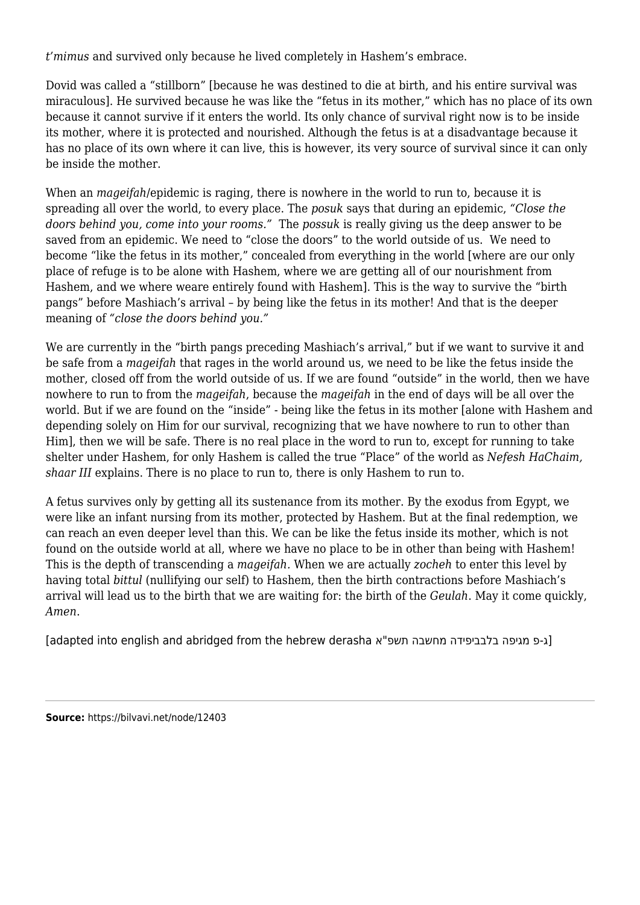*t'mimus* and survived only because he lived completely in Hashem's embrace.

Dovid was called a "stillborn" [because he was destined to die at birth, and his entire survival was miraculous]. He survived because he was like the "fetus in its mother," which has no place of its own because it cannot survive if it enters the world. Its only chance of survival right now is to be inside its mother, where it is protected and nourished. Although the fetus is at a disadvantage because it has no place of its own where it can live, this is however, its very source of survival since it can only be inside the mother.

When an *mageifah*/epidemic is raging, there is nowhere in the world to run to, because it is spreading all over the world, to every place. The *posuk* says that during an epidemic, *"Close the doors behind you, come into your rooms."* The *possuk* is really giving us the deep answer to be saved from an epidemic. We need to "close the doors" to the world outside of us. We need to become "like the fetus in its mother," concealed from everything in the world [where are our only place of refuge is to be alone with Hashem, where we are getting all of our nourishment from Hashem, and we where weare entirely found with Hashem]. This is the way to survive the "birth pangs" before Mashiach's arrival – by being like the fetus in its mother! And that is the deeper meaning of *"close the doors behind you."*

We are currently in the "birth pangs preceding Mashiach's arrival," but if we want to survive it and be safe from a *mageifah* that rages in the world around us, we need to be like the fetus inside the mother, closed off from the world outside of us. If we are found "outside" in the world, then we have nowhere to run to from the *mageifah*, because the *mageifah* in the end of days will be all over the world. But if we are found on the "inside" - being like the fetus in its mother [alone with Hashem and depending solely on Him for our survival, recognizing that we have nowhere to run to other than Him], then we will be safe. There is no real place in the word to run to, except for running to take shelter under Hashem, for only Hashem is called the true "Place" of the world as *Nefesh HaChaim, shaar III* explains. There is no place to run to, there is only Hashem to run to.

A fetus survives only by getting all its sustenance from its mother. By the exodus from Egypt, we were like an infant nursing from its mother, protected by Hashem. But at the final redemption, we can reach an even deeper level than this. We can be like the fetus inside its mother, which is not found on the outside world at all, where we have no place to be in other than being with Hashem! This is the depth of transcending a *mageifah*. When we are actually *zocheh* to enter this level by having total *bittul* (nullifying our self) to Hashem, then the birth contractions before Mashiach's arrival will lead us to the birth that we are waiting for: the birth of the *Geulah*. May it come quickly, *Amen*.

[adapted into english and abridged from the hebrew derasha בלבביפידה מחשבה תשפ"א ג-פ מגיפה]

**Source:** https://bilvavi.net/node/12403